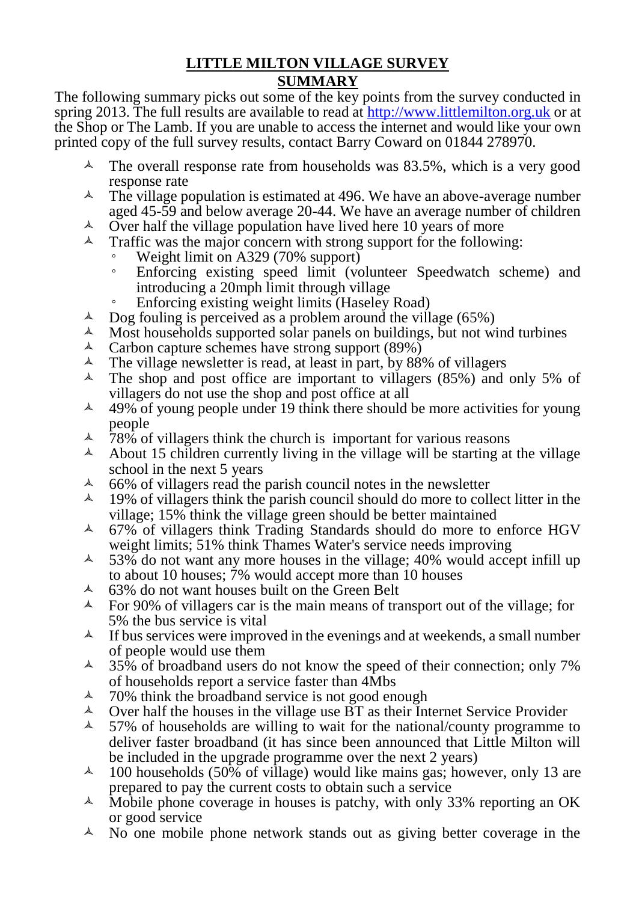# LITTLE MILTON VILLAGE SURVEY

## SUMMARY

The following summary picks out some of the key points from the survey conducted in spring 2013. The full results are available to read at [http://www.littlemilton.org.uk](http://www.littlemilton.org.uk) or at the Shop or The Lamb. If you are unable to access the internet and would like your own printed copy of the full survey results, contact Barry Coward on 01844 278970.

- The overall response rate from households was 83.5%, which is a very good response rate
- The village population is estimated at 496. We have an above-average number aged 45-59 and below average 20-44. We have an average number of children
- Over half the village population have lived here 10 years of more
- Traffic was the major concern with strong support for the following:
  - Weight limit on A329 (70% support)
  - Enforcing existing speed limit (volunteer Speedwatch scheme) and introducing a 20mph limit through village
  - Enforcing existing weight limits (Haseley Road)
- Dog fouling is perceived as a problem around the village (65%)
- Most households supported solar panels on buildings, but not wind turbines
- Carbon capture schemes have strong support (89%)
- The village newsletter is read, at least in part, by 88% of villagers
- The shop and post office are important to villagers (85%) and only 5% of villagers do not use the shop and post office at all
- 49% of young people under 19 think there should be more activities for young people
- 78% of villagers think the church is important for various reasons
- About 15 children currently living in the village will be starting at the village school in the next 5 years
- 66% of villagers read the parish council notes in the newsletter
- 19% of villagers think the parish council should do more to collect litter in the village; 15% think the village green should be better maintained
- 67% of villagers think Trading Standards should do more to enforce HGV weight limits; 51% think Thames Water's service needs improving
- 53% do not want any more houses in the village; 40% would accept infill up to about 10 houses; 7% would accept more than 10 houses
- 63% do not want houses built on the Green Belt
- For 90% of villagers car is the main means of transport out of the village; for 5% the bus service is vital
- If bus services were improved in the evenings and at weekends, a small number of people would use them
- 35% of broadband users do not know the speed of their connection; only 7% of households report a service faster than 4Mbs
- 70% think the broadband service is not good enough
- Over half the houses in the village use BT as their Internet Service Provider
- 57% of households are willing to wait for the national/county programme to deliver faster broadband (it has since been announced that Little Milton will be included in the upgrade programme over the next 2 years)
- 100 households (50% of village) would like mains gas; however, only 13 are prepared to pay the current costs to obtain such a service
- Mobile phone coverage in houses is patchy, with only 33% reporting an OK or good service
- No one mobile phone network stands out as giving better coverage in the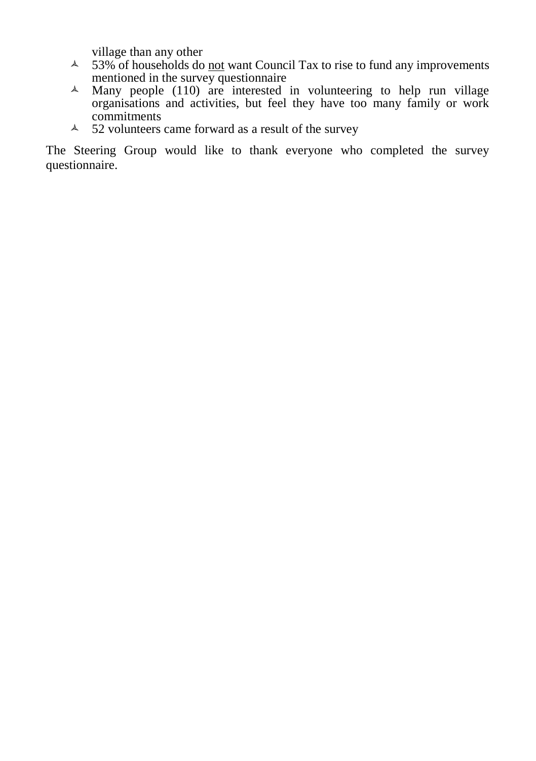village than any other

- 53% of households do <u>not</u> want Council Tax to rise to fund any improvements mentioned in the survey questionnaire
- Many people (110) are interested in volunteering to help run village organisations and activities, but feel they have too many family or work commitments
- 52 volunteers came forward as a result of the survey

The Steering Group would like to thank everyone who completed the survey questionnaire.